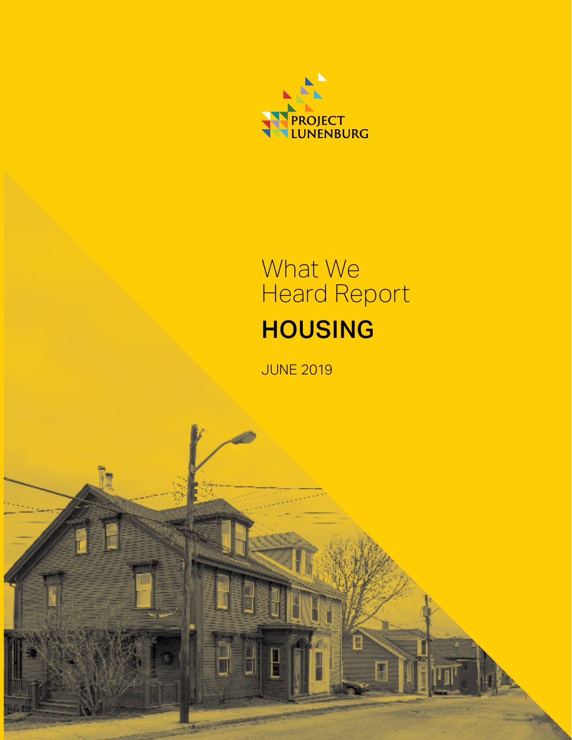PROJECT LUNENBURG

# What We Heard Report

## HOUSING

JUNE 2019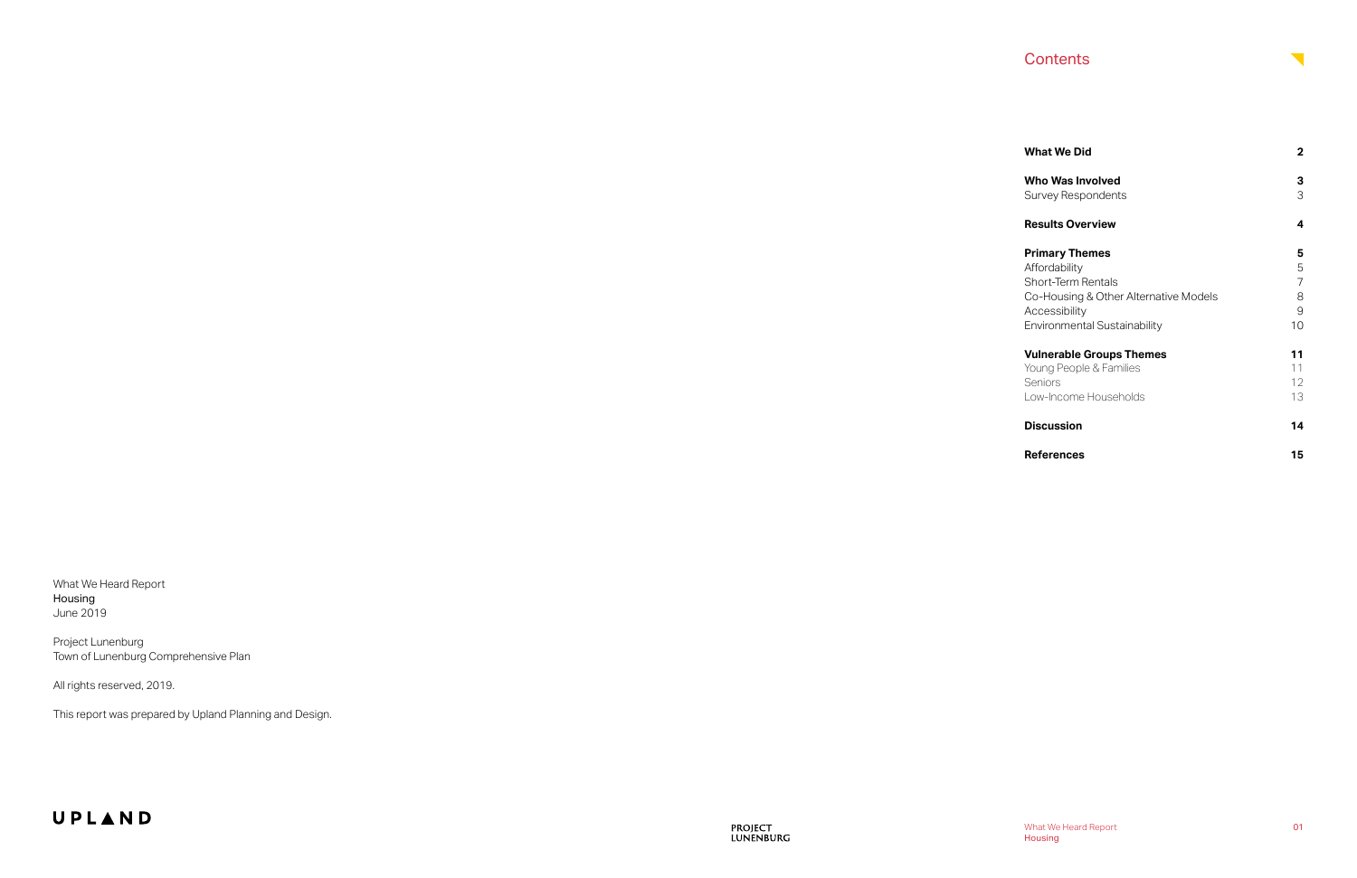What We Heard Report
Housing
June 2019

Project Lunenburg
Town of Lunenburg Comprehensive Plan

All rights reserved, 2019.

This report was prepared by Upland Planning and Design.

UPLAND

# Contents

| | |
|---|---|
| **What We Did** | **2** |
| **Who Was Involved** | **3** |
| Survey Respondents | 3 |
| **Results Overview** | **4** |
| **Primary Themes** | **5** |
| Affordability | 5 |
| Short-Term Rentals | 7 |
| Co-Housing & Other Alternative Models | 8 |
| Accessibility | 9 |
| Environmental Sustainability | 10 |
| **Vulnerable Groups Themes** | **11** |
| Young People & Families | 11 |
| Seniors | 12 |
| Low-Income Households | 13 |
| **Discussion** | **14** |
| **References** | **15** |

PROJECT LUNENBURG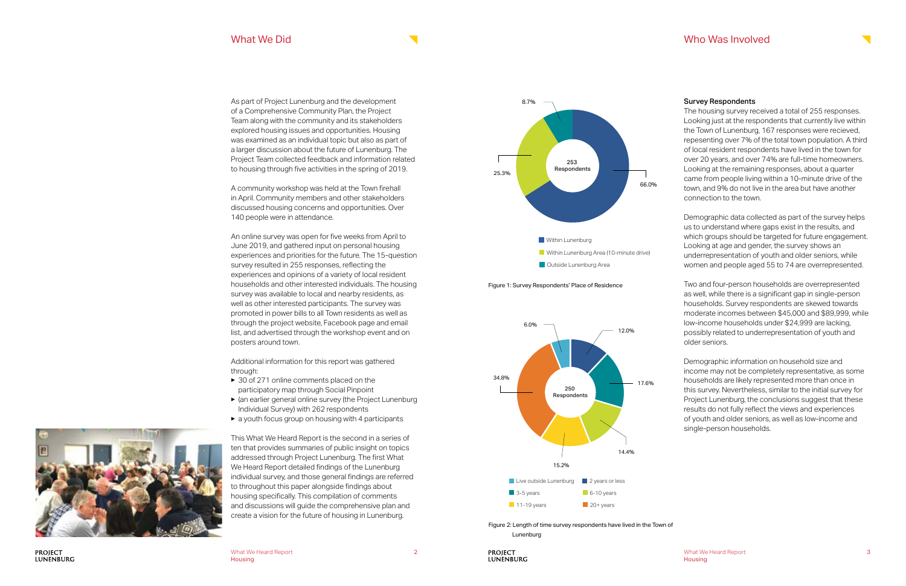## What We Did

As part of Project Lunenburg and the development of a Comprehensive Community Plan, the Project Team along with the community and its stakeholders explored housing issues and opportunities. Housing was examined as an individual topic but also as part of a larger discussion about the future of Lunenburg. The Project Team collected feedback and information related to housing through five activities in the spring of 2019.

A community workshop was held at the Town firehall in April. Community members and other stakeholders discussed housing concerns and opportunities. Over 140 people were in attendance.

An online survey was open for five weeks from April to June 2019, and gathered input on personal housing experiences and priorities for the future. The 15-question survey resulted in 255 responses, reflecting the experiences and opinions of a variety of local resident households and other interested individuals. The housing survey was available to local and nearby residents, as well as other interested participants. The survey was promoted in power bills to all Town residents as well as through the project website, Facebook page and email list, and advertised through the workshop event and on posters around town.

Additional information for this report was gathered through:

- 30 of 271 online comments placed on the participatory map through Social Pinpoint
- (an earlier general online survey (the Project Lunenburg Individual Survey) with 262 respondents
- a youth focus group on housing with 4 participants

This What We Heard Report is the second in a series of ten that provides summaries of public insight on topics addressed through Project Lunenburg. The first What We Heard Report detailed findings of the Lunenburg individual survey, and those general findings are referred to throughout this paper alongside findings about housing specifically. This compilation of comments and discussions will guide the comprehensive plan and create a vision for the future of housing in Lunenburg.

253 Respondents

| Place of Residence | % |
|---|---|
| Within Lunenburg | 66.0% |
| Within Lunenburg Area (10-minute drive) | 25.3% |
| Outside Lunenburg Area | 8.7% |

Figure 1: Survey Respondents' Place of Residence

250 Respondents

| Length of time | % |
|---|---|
| 2 years or less | 12.0% |
| 3-5 years | 17.6% |
| 6-10 years | 14.4% |
| 11-19 years | 15.2% |
| 20+ years | 34.8% |
| Live outside Lunenburg | 6.0% |

Figure 2: Length of time survey respondents have lived in the Town of Lunenburg

## Who Was Involved

**Survey Respondents**

The housing survey received a total of 255 responses. Looking just at the respondents that currently live within the Town of Lunenburg, 167 responses were recieved, repesenting over 7% of the total town population. A third of local resident respondents have lived in the town for over 20 years, and over 74% are full-time homeowners. Looking at the remaining responses, about a quarter came from people living within a 10-minute drive of the town, and 9% do not live in the area but have another connection to the town.

Demographic data collected as part of the survey helps us to understand where gaps exist in the results, and which groups should be targeted for future engagement. Looking at age and gender, the survey shows an underrepresentation of youth and older seniors, while women and people aged 55 to 74 are overrepresented.

Two and four-person households are overrepresented as well, while there is a significant gap in single-person households. Survey respondents are skewed towards moderate incomes between $45,000 and $89,999, while low-income households under $24,999 are lacking, possibly related to underrepresentation of youth and older seniors.

Demographic information on household size and income may not be completely representative, as some households are likely represented more than once in this survey. Nevertheless, similar to the initial survey for Project Lunenburg, the conclusions suggest that these results do not fully reflect the views and experiences of youth and older seniors, as well as low-income and single-person households.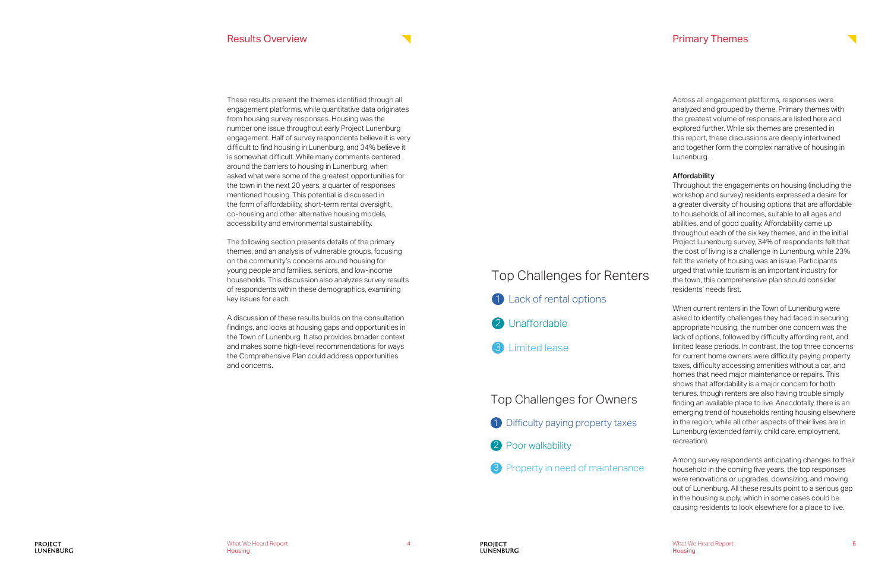## Results Overview

These results present the themes identified through all engagement platforms, while quantitative data originates from housing survey responses. Housing was the number one issue throughout early Project Lunenburg engagement. Half of survey respondents believe it is very difficult to find housing in Lunenburg, and 34% believe it is somewhat difficult. While many comments centered around the barriers to housing in Lunenburg, when asked what were some of the greatest opportunities for the town in the next 20 years, a quarter of responses mentioned housing. This potential is discussed in the form of affordability, short-term rental oversight, co-housing and other alternative housing models, accessibility and environmental sustainability.

The following section presents details of the primary themes, and an analysis of vulnerable groups, focusing on the community's concerns around housing for young people and families, seniors, and low-income households. This discussion also analyzes survey results of respondents within these demographics, examining key issues for each.

A discussion of these results builds on the consultation findings, and looks at housing gaps and opportunities in the Town of Lunenburg. It also provides broader context and makes some high-level recommendations for ways the Comprehensive Plan could address opportunities and concerns.

### Top Challenges for Renters

1. Lack of rental options
2. Unaffordable
3. Limited lease

### Top Challenges for Owners

1. Difficulty paying property taxes
2. Poor walkability
3. Property in need of maintenance

## Primary Themes

Across all engagement platforms, responses were analyzed and grouped by theme. Primary themes with the greatest volume of responses are listed here and explored further. While six themes are presented in this report, these discussions are deeply intertwined and together form the complex narrative of housing in Lunenburg.

**Affordability**

Throughout the engagements on housing (including the workshop and survey) residents expressed a desire for a greater diversity of housing options that are affordable to households of all incomes, suitable to all ages and abilities, and of good quality. Affordability came up throughout each of the six key themes, and in the initial Project Lunenburg survey, 34% of respondents felt that the cost of living is a challenge in Lunenburg, while 23% felt the variety of housing was an issue. Participants urged that while tourism is an important industry for the town, this comprehensive plan should consider residents' needs first.

When current renters in the Town of Lunenburg were asked to identify challenges they had faced in securing appropriate housing, the number one concern was the lack of options, followed by difficulty affording rent, and limited lease periods. In contrast, the top three concerns for current home owners were difficulty paying property taxes, difficulty accessing amenities without a car, and homes that need major maintenance or repairs. This shows that affordability is a major concern for both tenures, though renters are also having trouble simply finding an available place to live. Anecdotally, there is an emerging trend of households renting housing elsewhere in the region, while all other aspects of their lives are in Lunenburg (extended family, child care, employment, recreation).

Among survey respondents anticipating changes to their household in the coming five years, the top responses were renovations or upgrades, downsizing, and moving out of Lunenburg. All these results point to a serious gap in the housing supply, which in some cases could be causing residents to look elsewhere for a place to live.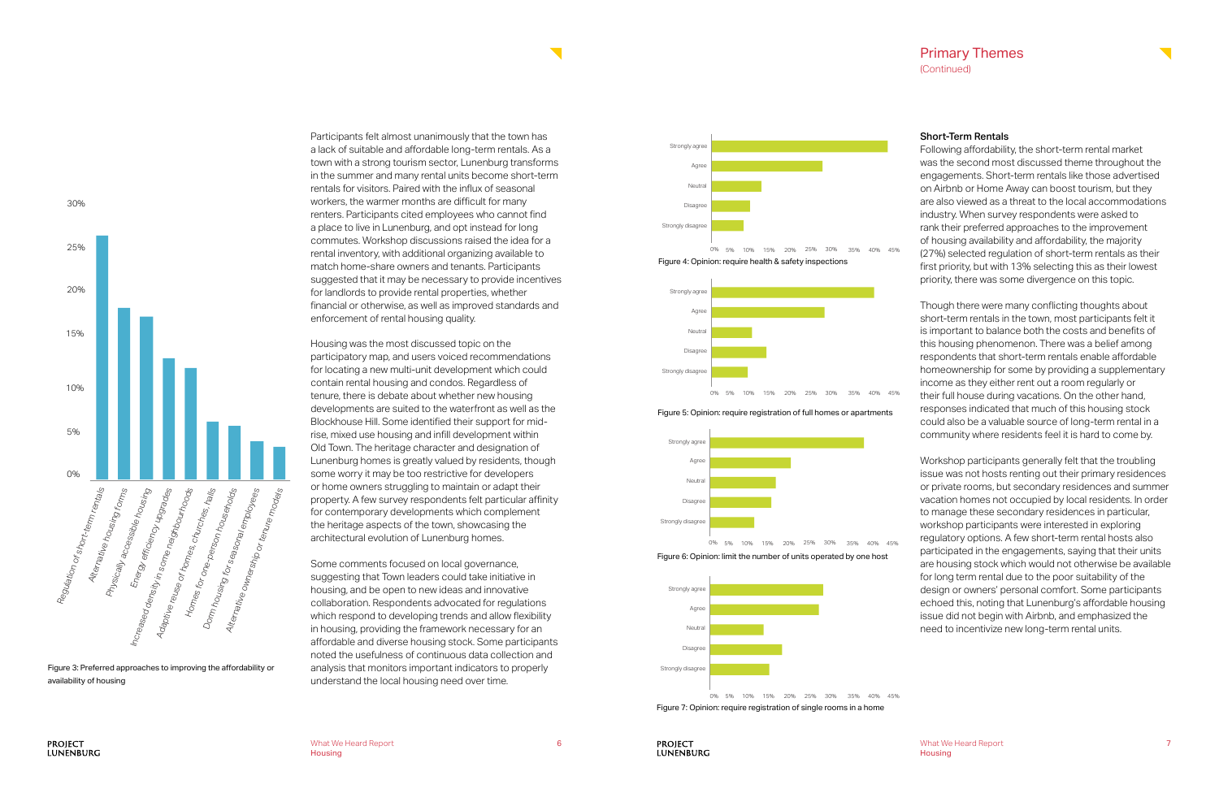Participants felt almost unanimously that the town has a lack of suitable and affordable long-term rentals. As a town with a strong tourism sector, Lunenburg transforms in the summer and many rental units become short-term rentals for visitors. Paired with the influx of seasonal workers, the warmer months are difficult for many renters. Participants cited employees who cannot find a place to live in Lunenburg, and opt instead for long commutes. Workshop discussions raised the idea for a rental inventory, with additional organizing available to match home-share owners and tenants. Participants suggested that it may be necessary to provide incentives for landlords to provide rental properties, whether financial or otherwise, as well as improved standards and enforcement of rental housing quality.

Housing was the most discussed topic on the participatory map, and users voiced recommendations for locating a new multi-unit development which could contain rental housing and condos. Regardless of tenure, there is debate about whether new housing developments are suited to the waterfront as well as the Blockhouse Hill. Some identified their support for mid-rise, mixed use housing and infill development within Old Town. The heritage character and designation of Lunenburg homes is greatly valued by residents, though some worry it may be too restrictive for developers or home owners struggling to maintain or adapt their property. A few survey respondents felt particular affinity for contemporary developments which complement the heritage aspects of the town, showcasing the architectural evolution of Lunenburg homes.

Some comments focused on local governance, suggesting that Town leaders could take initiative in housing, and be open to new ideas and innovative collaboration. Respondents advocated for regulations which respond to developing trends and allow flexibility in housing, providing the framework necessary for an affordable and diverse housing stock. Some participants noted the usefulness of continuous data collection and analysis that monitors important indicators to properly understand the local housing need over time.

Figure 3: Preferred approaches to improving the affordability or availability of housing

Figure 4: Opinion: require health & safety inspections

Figure 5: Opinion: require registration of full homes or apartments

Figure 6: Opinion: limit the number of units operated by one host

Figure 7: Opinion: require registration of single rooms in a home

## Primary Themes (Continued)

### Short-Term Rentals

Following affordability, the short-term rental market was the second most discussed theme throughout the engagements. Short-term rentals like those advertised on Airbnb or Home Away can boost tourism, but they are also viewed as a threat to the local accommodations industry. When survey respondents were asked to rank their preferred approaches to the improvement of housing availability and affordability, the majority (27%) selected regulation of short-term rentals as their first priority, but with 13% selecting this as their lowest priority, there was some divergence on this topic.

Though there were many conflicting thoughts about short-term rentals in the town, most participants felt it is important to balance both the costs and benefits of this housing phenomenon. There was a belief among respondents that short-term rentals enable affordable homeownership for some by providing a supplementary income as they either rent out a room regularly or their full house during vacations. On the other hand, responses indicated that much of this housing stock could also be a valuable source of long-term rental in a community where residents feel it is hard to come by.

Workshop participants generally felt that the troubling issue was not hosts renting out their primary residences or private rooms, but secondary residences and summer vacation homes not occupied by local residents. In order to manage these secondary residences in particular, workshop participants were interested in exploring regulatory options. A few short-term rental hosts also participated in the engagements, saying that their units are housing stock which would not otherwise be available for long term rental due to the poor suitability of the design or owners' personal comfort. Some participants echoed this, noting that Lunenburg's affordable housing issue did not begin with Airbnb, and emphasized the need to incentivize new long-term rental units.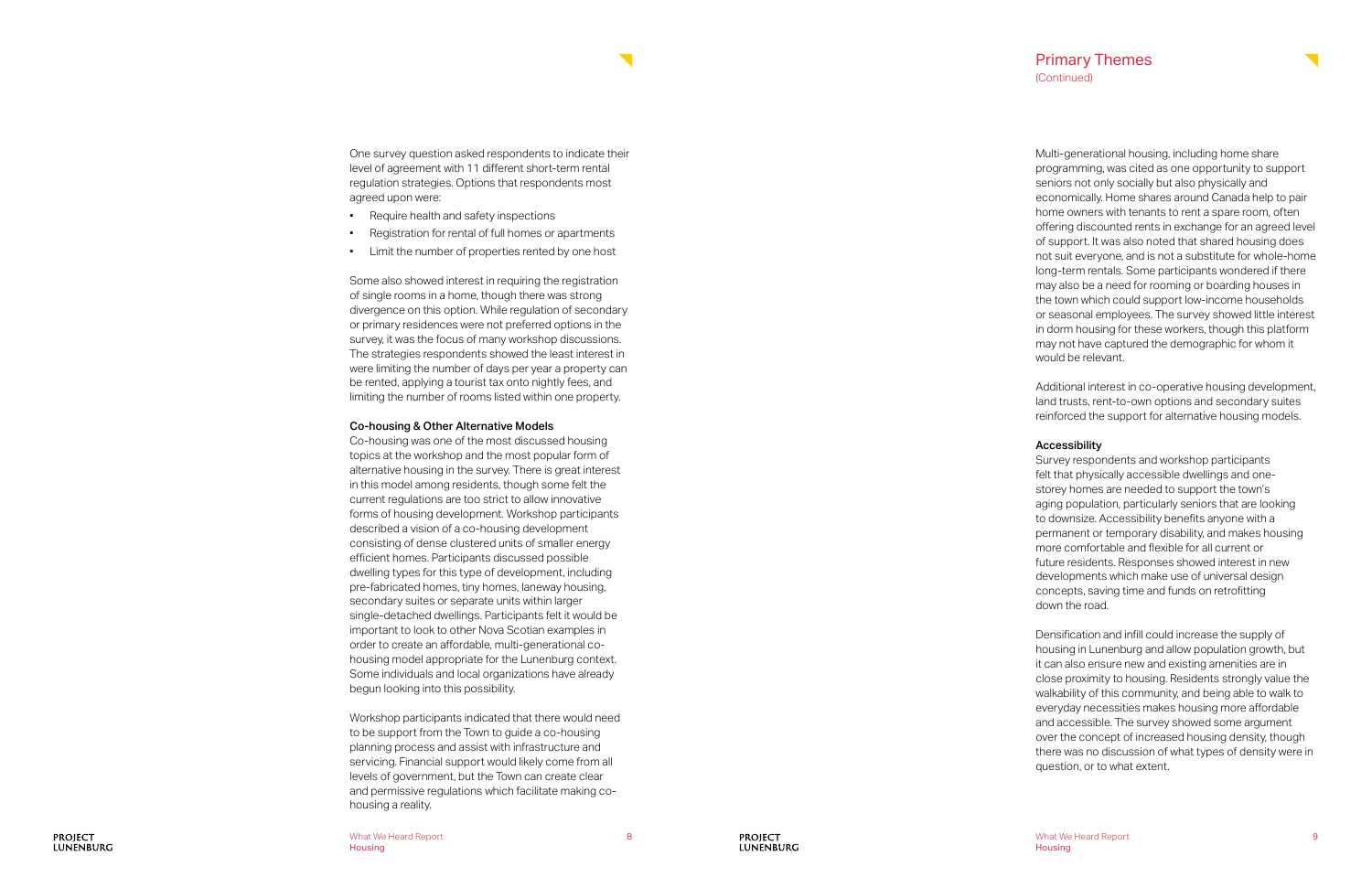One survey question asked respondents to indicate their level of agreement with 11 different short-term rental regulation strategies. Options that respondents most agreed upon were:

- Require health and safety inspections
- Registration for rental of full homes or apartments
- Limit the number of properties rented by one host

Some also showed interest in requiring the registration of single rooms in a home, though there was strong divergence on this option. While regulation of secondary or primary residences were not preferred options in the survey, it was the focus of many workshop discussions. The strategies respondents showed the least interest in were limiting the number of days per year a property can be rented, applying a tourist tax onto nightly fees, and limiting the number of rooms listed within one property.

### Co-housing & Other Alternative Models

Co-housing was one of the most discussed housing topics at the workshop and the most popular form of alternative housing in the survey. There is great interest in this model among residents, though some felt the current regulations are too strict to allow innovative forms of housing development. Workshop participants described a vision of a co-housing development consisting of dense clustered units of smaller energy efficient homes. Participants discussed possible dwelling types for this type of development, including pre-fabricated homes, tiny homes, laneway housing, secondary suites or separate units within larger single-detached dwellings. Participants felt it would be important to look to other Nova Scotian examples in order to create an affordable, multi-generational co-housing model appropriate for the Lunenburg context. Some individuals and local organizations have already begun looking into this possibility.

Workshop participants indicated that there would need to be support from the Town to guide a co-housing planning process and assist with infrastructure and servicing. Financial support would likely come from all levels of government, but the Town can create clear and permissive regulations which facilitate making co-housing a reality.

## Primary Themes
(Continued)

Multi-generational housing, including home share programming, was cited as one opportunity to support seniors not only socially but also physically and economically. Home shares around Canada help to pair home owners with tenants to rent a spare room, often offering discounted rents in exchange for an agreed level of support. It was also noted that shared housing does not suit everyone, and is not a substitute for whole-home long-term rentals. Some participants wondered if there may also be a need for rooming or boarding houses in the town which could support low-income households or seasonal employees. The survey showed little interest in dorm housing for these workers, though this platform may not have captured the demographic for whom it would be relevant.

Additional interest in co-operative housing development, land trusts, rent-to-own options and secondary suites reinforced the support for alternative housing models.

### Accessibility

Survey respondents and workshop participants felt that physically accessible dwellings and one-storey homes are needed to support the town's aging population, particularly seniors that are looking to downsize. Accessibility benefits anyone with a permanent or temporary disability, and makes housing more comfortable and flexible for all current or future residents. Responses showed interest in new developments which make use of universal design concepts, saving time and funds on retrofitting down the road.

Densification and infill could increase the supply of housing in Lunenburg and allow population growth, but it can also ensure new and existing amenities are in close proximity to housing. Residents strongly value the walkability of this community, and being able to walk to everyday necessities makes housing more affordable and accessible. The survey showed some argument over the concept of increased housing density, though there was no discussion of what types of density were in question, or to what extent.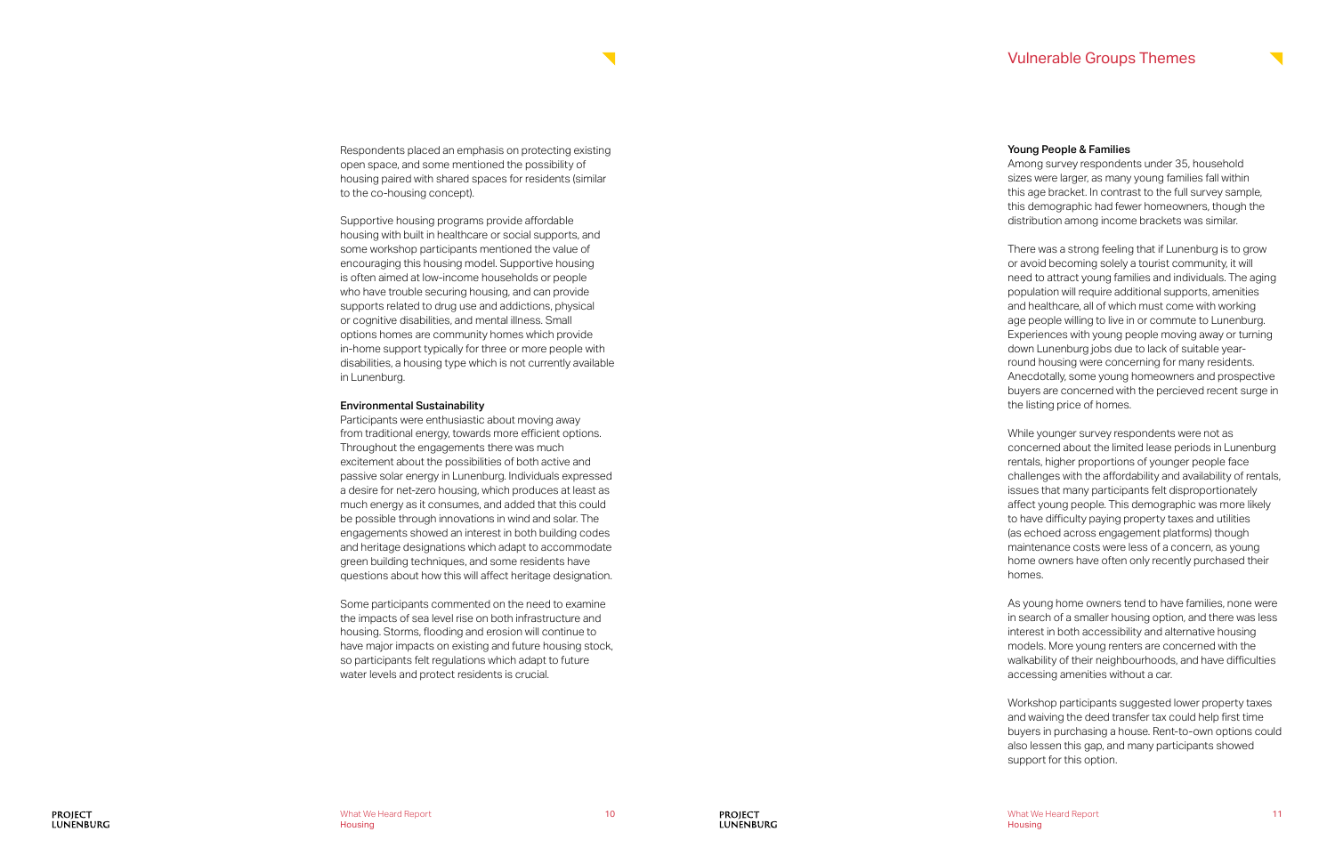Respondents placed an emphasis on protecting existing open space, and some mentioned the possibility of housing paired with shared spaces for residents (similar to the co-housing concept).

Supportive housing programs provide affordable housing with built in healthcare or social supports, and some workshop participants mentioned the value of encouraging this housing model. Supportive housing is often aimed at low-income households or people who have trouble securing housing, and can provide supports related to drug use and addictions, physical or cognitive disabilities, and mental illness. Small options homes are community homes which provide in-home support typically for three or more people with disabilities, a housing type which is not currently available in Lunenburg.

### Environmental Sustainability

Participants were enthusiastic about moving away from traditional energy, towards more efficient options. Throughout the engagements there was much excitement about the possibilities of both active and passive solar energy in Lunenburg. Individuals expressed a desire for net-zero housing, which produces at least as much energy as it consumes, and added that this could be possible through innovations in wind and solar. The engagements showed an interest in both building codes and heritage designations which adapt to accommodate green building techniques, and some residents have questions about how this will affect heritage designation.

Some participants commented on the need to examine the impacts of sea level rise on both infrastructure and housing. Storms, flooding and erosion will continue to have major impacts on existing and future housing stock, so participants felt regulations which adapt to future water levels and protect residents is crucial.

## Vulnerable Groups Themes

### Young People & Families

Among survey respondents under 35, household sizes were larger, as many young families fall within this age bracket. In contrast to the full survey sample, this demographic had fewer homeowners, though the distribution among income brackets was similar.

There was a strong feeling that if Lunenburg is to grow or avoid becoming solely a tourist community, it will need to attract young families and individuals. The aging population will require additional supports, amenities and healthcare, all of which must come with working age people willing to live in or commute to Lunenburg. Experiences with young people moving away or turning down Lunenburg jobs due to lack of suitable year-round housing were concerning for many residents. Anecdotally, some young homeowners and prospective buyers are concerned with the percieved recent surge in the listing price of homes.

While younger survey respondents were not as concerned about the limited lease periods in Lunenburg rentals, higher proportions of younger people face challenges with the affordability and availability of rentals, issues that many participants felt disproportionately affect young people. This demographic was more likely to have difficulty paying property taxes and utilities (as echoed across engagement platforms) though maintenance costs were less of a concern, as young home owners have often only recently purchased their homes.

As young home owners tend to have families, none were in search of a smaller housing option, and there was less interest in both accessibility and alternative housing models. More young renters are concerned with the walkability of their neighbourhoods, and have difficulties accessing amenities without a car.

Workshop participants suggested lower property taxes and waiving the deed transfer tax could help first time buyers in purchasing a house. Rent-to-own options could also lessen this gap, and many participants showed support for this option.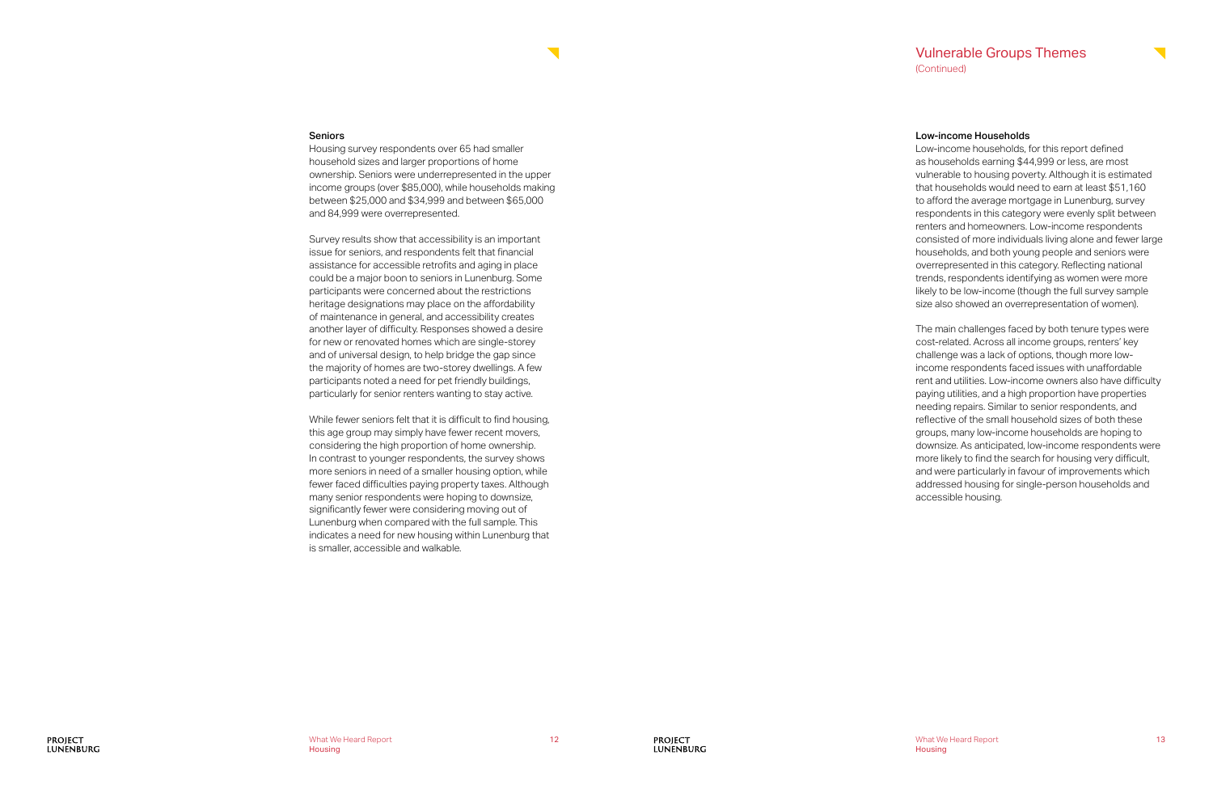## Vulnerable Groups Themes
(Continued)

### Seniors

Housing survey respondents over 65 had smaller household sizes and larger proportions of home ownership. Seniors were underrepresented in the upper income groups (over $85,000), while households making between $25,000 and $34,999 and between $65,000 and 84,999 were overrepresented.

Survey results show that accessibility is an important issue for seniors, and respondents felt that financial assistance for accessible retrofits and aging in place could be a major boon to seniors in Lunenburg. Some participants were concerned about the restrictions heritage designations may place on the affordability of maintenance in general, and accessibility creates another layer of difficulty. Responses showed a desire for new or renovated homes which are single-storey and of universal design, to help bridge the gap since the majority of homes are two-storey dwellings. A few participants noted a need for pet friendly buildings, particularly for senior renters wanting to stay active.

While fewer seniors felt that it is difficult to find housing, this age group may simply have fewer recent movers, considering the high proportion of home ownership. In contrast to younger respondents, the survey shows more seniors in need of a smaller housing option, while fewer faced difficulties paying property taxes. Although many senior respondents were hoping to downsize, significantly fewer were considering moving out of Lunenburg when compared with the full sample. This indicates a need for new housing within Lunenburg that is smaller, accessible and walkable.

### Low-income Households

Low-income households, for this report defined as households earning $44,999 or less, are most vulnerable to housing poverty. Although it is estimated that households would need to earn at least $51,160 to afford the average mortgage in Lunenburg, survey respondents in this category were evenly split between renters and homeowners. Low-income respondents consisted of more individuals living alone and fewer large households, and both young people and seniors were overrepresented in this category. Reflecting national trends, respondents identifying as women were more likely to be low-income (though the full survey sample size also showed an overrepresentation of women).

The main challenges faced by both tenure types were cost-related. Across all income groups, renters' key challenge was a lack of options, though more low-income respondents faced issues with unaffordable rent and utilities. Low-income owners also have difficulty paying utilities, and a high proportion have properties needing repairs. Similar to senior respondents, and reflective of the small household sizes of both these groups, many low-income households are hoping to downsize. As anticipated, low-income respondents were more likely to find the search for housing very difficult, and were particularly in favour of improvements which addressed housing for single-person households and accessible housing.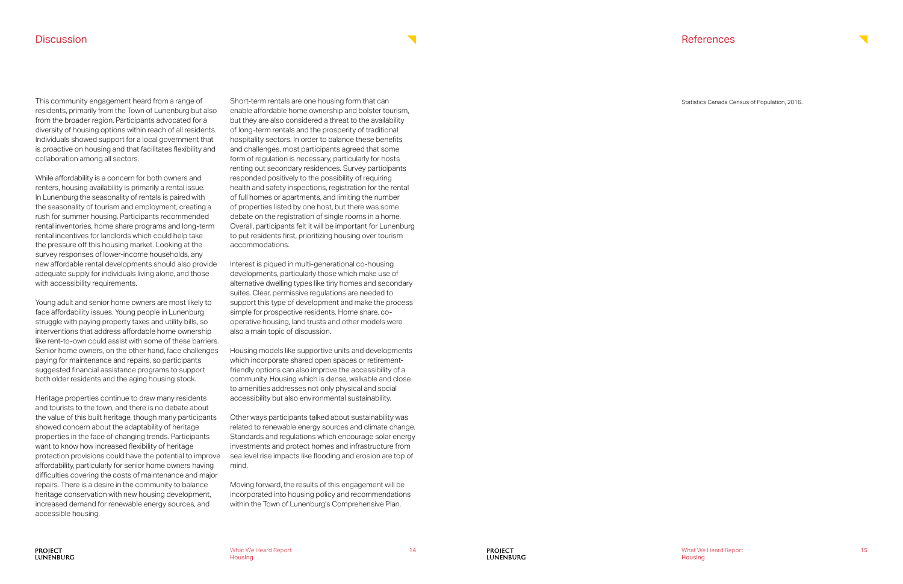## Discussion

This community engagement heard from a range of residents, primarily from the Town of Lunenburg but also from the broader region. Participants advocated for a diversity of housing options within reach of all residents. Individuals showed support for a local government that is proactive on housing and that facilitates flexibility and collaboration among all sectors.

While affordability is a concern for both owners and renters, housing availability is primarily a rental issue. In Lunenburg the seasonality of rentals is paired with the seasonality of tourism and employment, creating a rush for summer housing. Participants recommended rental inventories, home share programs and long-term rental incentives for landlords which could help take the pressure off this housing market. Looking at the survey responses of lower-income households, any new affordable rental developments should also provide adequate supply for individuals living alone, and those with accessibility requirements.

Young adult and senior home owners are most likely to face affordability issues. Young people in Lunenburg struggle with paying property taxes and utility bills, so interventions that address affordable home ownership like rent-to-own could assist with some of these barriers. Senior home owners, on the other hand, face challenges paying for maintenance and repairs, so participants suggested financial assistance programs to support both older residents and the aging housing stock.

Heritage properties continue to draw many residents and tourists to the town, and there is no debate about the value of this built heritage, though many participants showed concern about the adaptability of heritage properties in the face of changing trends. Participants want to know how increased flexibility of heritage protection provisions could have the potential to improve affordability, particularly for senior home owners having difficulties covering the costs of maintenance and major repairs. There is a desire in the community to balance heritage conservation with new housing development, increased demand for renewable energy sources, and accessible housing.

Short-term rentals are one housing form that can enable affordable home ownership and bolster tourism, but they are also considered a threat to the availability of long-term rentals and the prosperity of traditional hospitality sectors. In order to balance these benefits and challenges, most participants agreed that some form of regulation is necessary, particularly for hosts renting out secondary residences. Survey participants responded positively to the possibility of requiring health and safety inspections, registration for the rental of full homes or apartments, and limiting the number of properties listed by one host, but there was some debate on the registration of single rooms in a home. Overall, participants felt it will be important for Lunenburg to put residents first, prioritizing housing over tourism accommodations.

Interest is piqued in multi-generational co-housing developments, particularly those which make use of alternative dwelling types like tiny homes and secondary suites. Clear, permissive regulations are needed to support this type of development and make the process simple for prospective residents. Home share, co-operative housing, land trusts and other models were also a main topic of discussion.

Housing models like supportive units and developments which incorporate shared open spaces or retirement-friendly options can also improve the accessibility of a community. Housing which is dense, walkable and close to amenities addresses not only physical and social accessibility but also environmental sustainability.

Other ways participants talked about sustainability was related to renewable energy sources and climate change. Standards and regulations which encourage solar energy investments and protect homes and infrastructure from sea level rise impacts like flooding and erosion are top of mind.

Moving forward, the results of this engagement will be incorporated into housing policy and recommendations within the Town of Lunenburg's Comprehensive Plan.

## References

Statistics Canada Census of Population, 2016.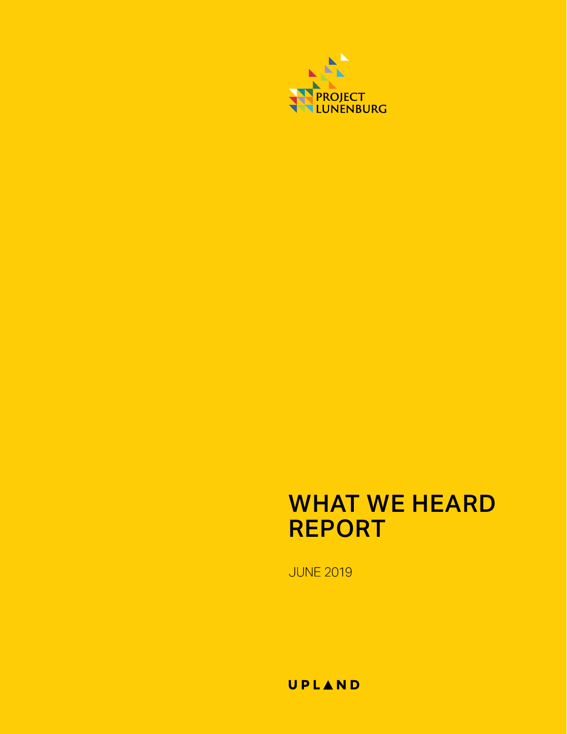PROJECT LUNENBURG

# WHAT WE HEARD REPORT

JUNE 2019

UPLAND